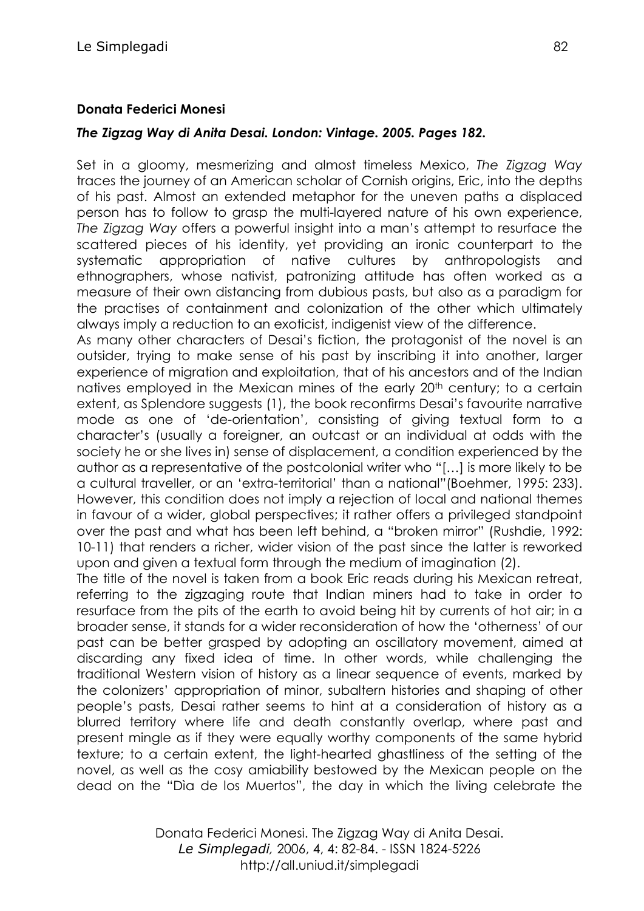**Donata Federici Monesi**

***The Zigzag Way di Anita Desai. London: Vintage. 2005. Pages 182.***

Set in a gloomy, mesmerizing and almost timeless Mexico, *The Zigzag Way* traces the journey of an American scholar of Cornish origins, Eric, into the depths of his past. Almost an extended metaphor for the uneven paths a displaced person has to follow to grasp the multi-layered nature of his own experience, *The Zigzag Way* offers a powerful insight into a man's attempt to resurface the scattered pieces of his identity, yet providing an ironic counterpart to the systematic appropriation of native cultures by anthropologists and ethnographers, whose nativist, patronizing attitude has often worked as a measure of their own distancing from dubious pasts, but also as a paradigm for the practises of containment and colonization of the other which ultimately always imply a reduction to an exoticist, indigenist view of the difference.

As many other characters of Desai's fiction, the protagonist of the novel is an outsider, trying to make sense of his past by inscribing it into another, larger experience of migration and exploitation, that of his ancestors and of the Indian natives employed in the Mexican mines of the early 20th century; to a certain extent, as Splendore suggests (1), the book reconfirms Desai's favourite narrative mode as one of 'de-orientation', consisting of giving textual form to a character's (usually a foreigner, an outcast or an individual at odds with the society he or she lives in) sense of displacement, a condition experienced by the author as a representative of the postcolonial writer who "[…] is more likely to be a cultural traveller, or an 'extra-territorial' than a national"(Boehmer, 1995: 233). However, this condition does not imply a rejection of local and national themes in favour of a wider, global perspectives; it rather offers a privileged standpoint over the past and what has been left behind, a "broken mirror" (Rushdie, 1992: 10-11) that renders a richer, wider vision of the past since the latter is reworked upon and given a textual form through the medium of imagination (2).

The title of the novel is taken from a book Eric reads during his Mexican retreat, referring to the zigzaging route that Indian miners had to take in order to resurface from the pits of the earth to avoid being hit by currents of hot air; in a broader sense, it stands for a wider reconsideration of how the 'otherness' of our past can be better grasped by adopting an oscillatory movement, aimed at discarding any fixed idea of time. In other words, while challenging the traditional Western vision of history as a linear sequence of events, marked by the colonizers' appropriation of minor, subaltern histories and shaping of other people's pasts, Desai rather seems to hint at a consideration of history as a blurred territory where life and death constantly overlap, where past and present mingle as if they were equally worthy components of the same hybrid texture; to a certain extent, the light-hearted ghastliness of the setting of the novel, as well as the cosy amiability bestowed by the Mexican people on the dead on the "Dìa de los Muertos", the day in which the living celebrate the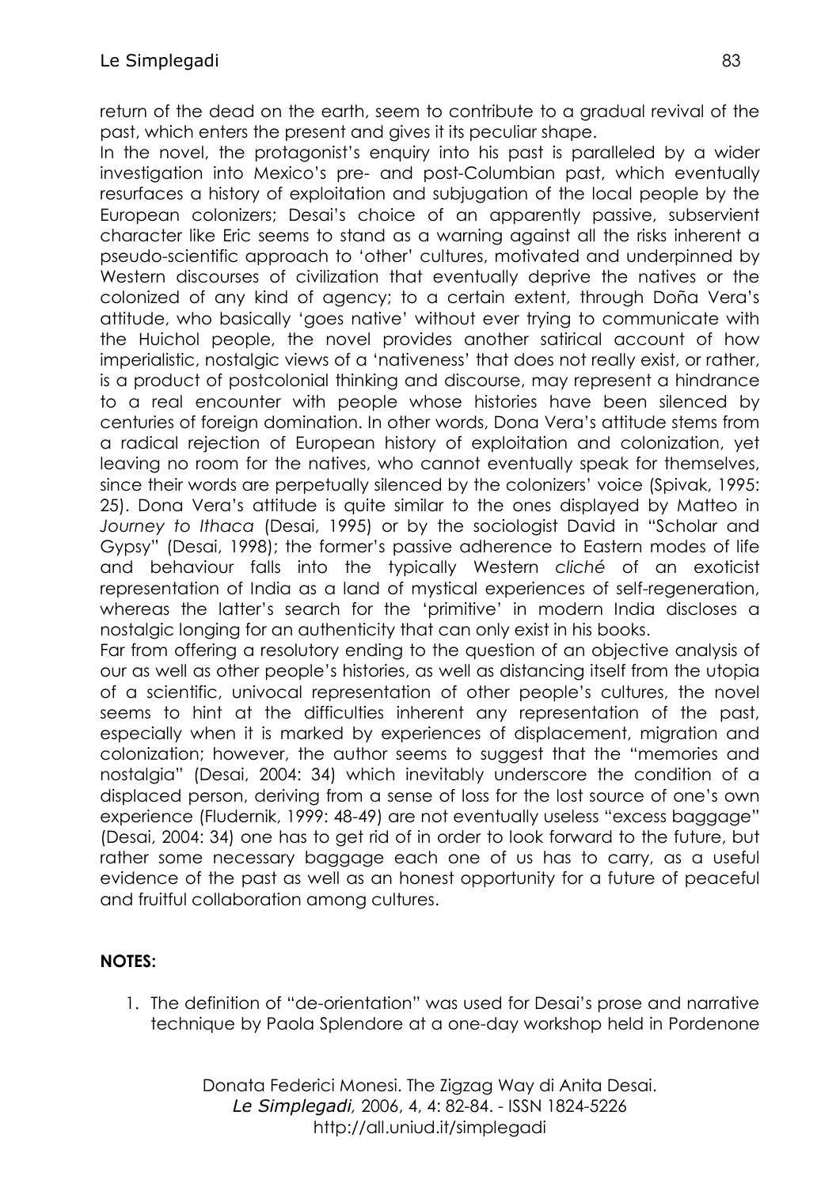return of the dead on the earth, seem to contribute to a gradual revival of the past, which enters the present and gives it its peculiar shape.

In the novel, the protagonist's enquiry into his past is paralleled by a wider investigation into Mexico's pre- and post-Columbian past, which eventually resurfaces a history of exploitation and subjugation of the local people by the European colonizers; Desai's choice of an apparently passive, subservient character like Eric seems to stand as a warning against all the risks inherent a pseudo-scientific approach to 'other' cultures, motivated and underpinned by Western discourses of civilization that eventually deprive the natives or the colonized of any kind of agency; to a certain extent, through Doña Vera's attitude, who basically 'goes native' without ever trying to communicate with the Huichol people, the novel provides another satirical account of how imperialistic, nostalgic views of a 'nativeness' that does not really exist, or rather, is a product of postcolonial thinking and discourse, may represent a hindrance to a real encounter with people whose histories have been silenced by centuries of foreign domination. In other words, Dona Vera's attitude stems from a radical rejection of European history of exploitation and colonization, yet leaving no room for the natives, who cannot eventually speak for themselves, since their words are perpetually silenced by the colonizers' voice (Spivak, 1995: 25). Dona Vera's attitude is quite similar to the ones displayed by Matteo in *Journey to Ithaca* (Desai, 1995) or by the sociologist David in "Scholar and Gypsy" (Desai, 1998); the former's passive adherence to Eastern modes of life and behaviour falls into the typically Western *cliché* of an exoticist representation of India as a land of mystical experiences of self-regeneration, whereas the latter's search for the 'primitive' in modern India discloses a nostalgic longing for an authenticity that can only exist in his books.

Far from offering a resolutory ending to the question of an objective analysis of our as well as other people's histories, as well as distancing itself from the utopia of a scientific, univocal representation of other people's cultures, the novel seems to hint at the difficulties inherent any representation of the past, especially when it is marked by experiences of displacement, migration and colonization; however, the author seems to suggest that the "memories and nostalgia" (Desai, 2004: 34) which inevitably underscore the condition of a displaced person, deriving from a sense of loss for the lost source of one's own experience (Fludernik, 1999: 48-49) are not eventually useless "excess baggage" (Desai, 2004: 34) one has to get rid of in order to look forward to the future, but rather some necessary baggage each one of us has to carry, as a useful evidence of the past as well as an honest opportunity for a future of peaceful and fruitful collaboration among cultures.

**NOTES:**

1. The definition of "de-orientation" was used for Desai's prose and narrative technique by Paola Splendore at a one-day workshop held in Pordenone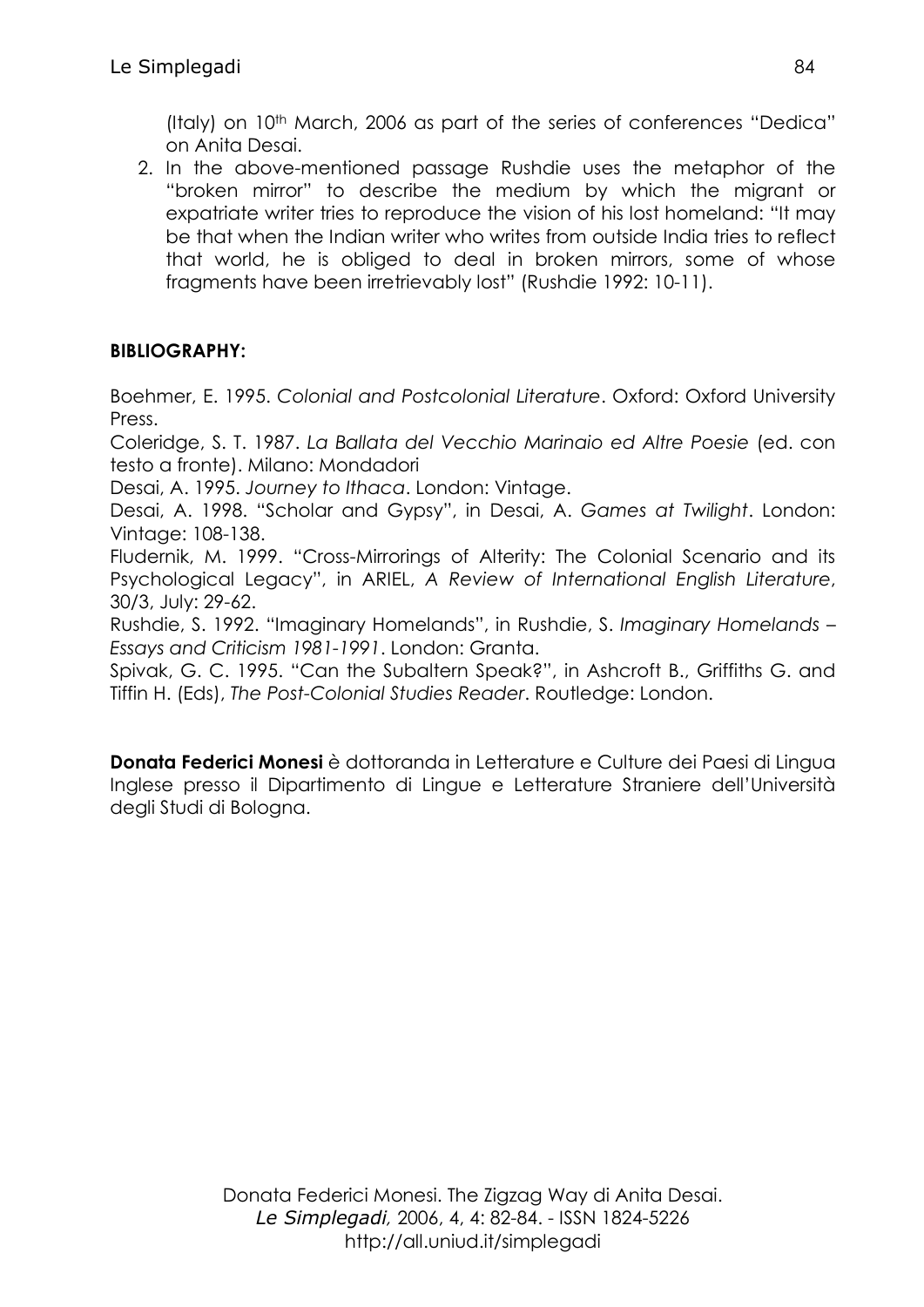(Italy) on 10th March, 2006 as part of the series of conferences "Dedica" on Anita Desai.

2. In the above-mentioned passage Rushdie uses the metaphor of the "broken mirror" to describe the medium by which the migrant or expatriate writer tries to reproduce the vision of his lost homeland: "It may be that when the Indian writer who writes from outside India tries to reflect that world, he is obliged to deal in broken mirrors, some of whose fragments have been irretrievably lost" (Rushdie 1992: 10-11).

**BIBLIOGRAPHY:**

Boehmer, E. 1995. *Colonial and Postcolonial Literature*. Oxford: Oxford University Press.

Coleridge, S. T. 1987. *La Ballata del Vecchio Marinaio ed Altre Poesie* (ed. con testo a fronte). Milano: Mondadori

Desai, A. 1995. *Journey to Ithaca*. London: Vintage.

Desai, A. 1998. "Scholar and Gypsy", in Desai, A. *Games at Twilight*. London: Vintage: 108-138.

Fludernik, M. 1999. "Cross-Mirrorings of Alterity: The Colonial Scenario and its Psychological Legacy", in ARIEL, *A Review of International English Literature*, 30/3, July: 29-62.

Rushdie, S. 1992. "Imaginary Homelands", in Rushdie, S. *Imaginary Homelands – Essays and Criticism 1981-1991*. London: Granta.

Spivak, G. C. 1995. "Can the Subaltern Speak?", in Ashcroft B., Griffiths G. and Tiffin H. (Eds), *The Post-Colonial Studies Reader*. Routledge: London.

**Donata Federici Monesi** è dottoranda in Letterature e Culture dei Paesi di Lingua Inglese presso il Dipartimento di Lingue e Letterature Straniere dell'Università degli Studi di Bologna.